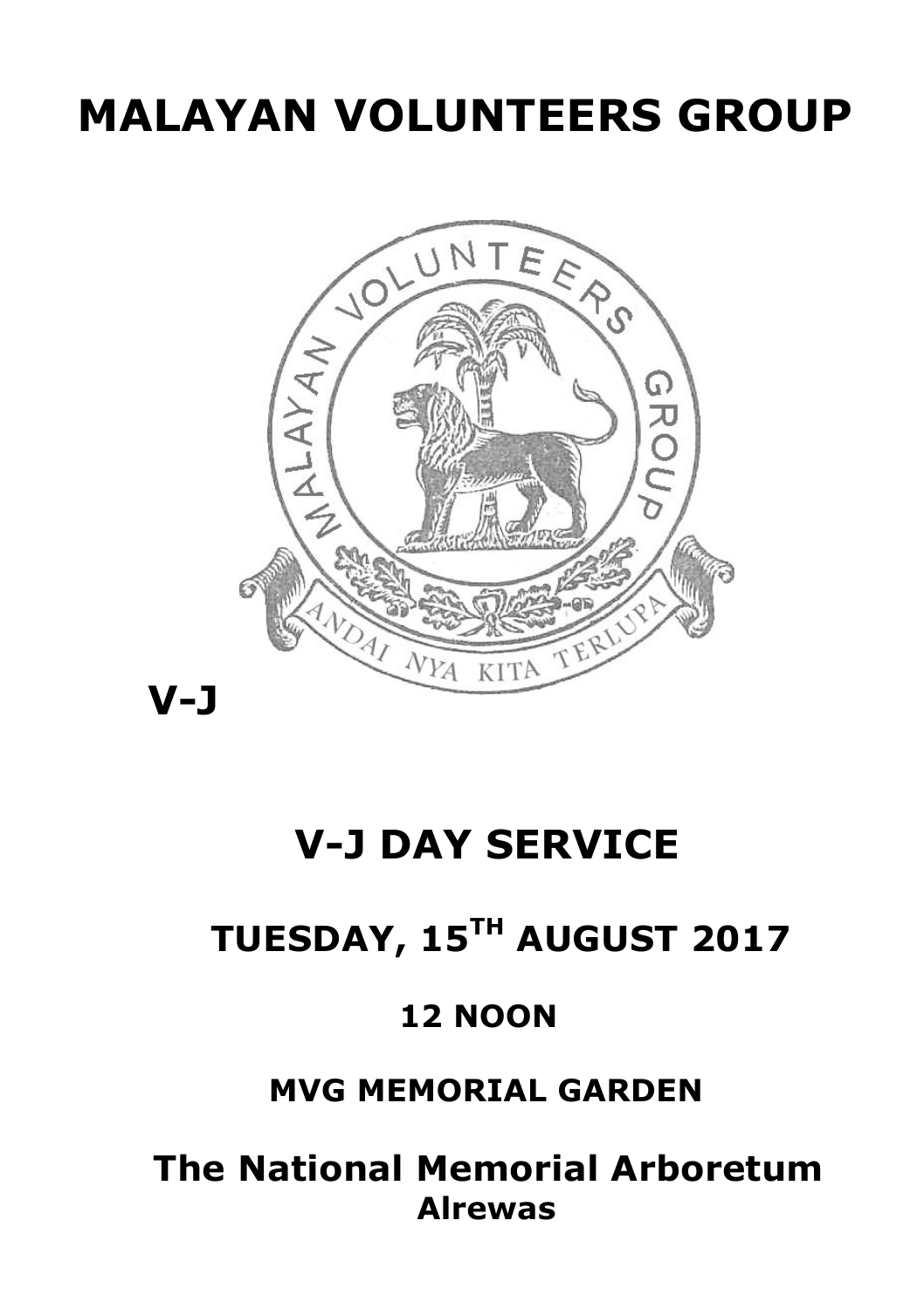# MALAYAN VOLUNTEERS GROUP

V-J

## V-J DAY SERVICE

## TUESDAY, 15TH AUGUST 2017

### 12 NOON

### MVG MEMORIAL GARDEN

### The National Memorial Arboretum
**Alrewas**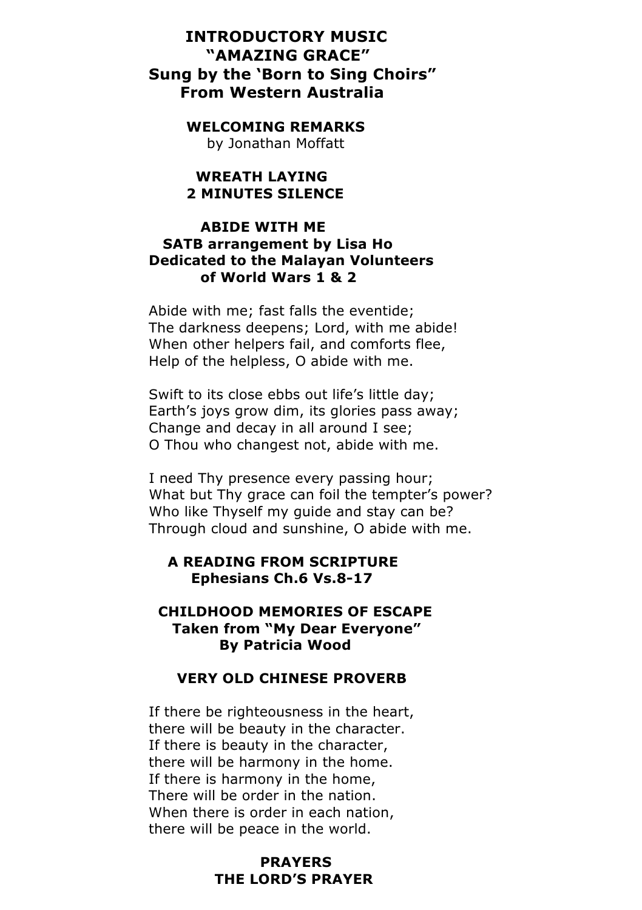**INTRODUCTORY MUSIC**
**"AMAZING GRACE"**
**Sung by the 'Born to Sing Choirs"**
**From Western Australia**

**WELCOMING REMARKS**
by Jonathan Moffatt

**WREATH LAYING**
**2 MINUTES SILENCE**

**ABIDE WITH ME**
**SATB arrangement by Lisa Ho**
**Dedicated to the Malayan Volunteers**
**of World Wars 1 & 2**

Abide with me; fast falls the eventide;
The darkness deepens; Lord, with me abide!
When other helpers fail, and comforts flee,
Help of the helpless, O abide with me.

Swift to its close ebbs out life's little day;
Earth's joys grow dim, its glories pass away;
Change and decay in all around I see;
O Thou who changest not, abide with me.

I need Thy presence every passing hour;
What but Thy grace can foil the tempter's power?
Who like Thyself my guide and stay can be?
Through cloud and sunshine, O abide with me.

**A READING FROM SCRIPTURE**
**Ephesians Ch.6 Vs.8-17**

**CHILDHOOD MEMORIES OF ESCAPE**
**Taken from "My Dear Everyone"**
**By Patricia Wood**

**VERY OLD CHINESE PROVERB**

If there be righteousness in the heart,
there will be beauty in the character.
If there is beauty in the character,
there will be harmony in the home.
If there is harmony in the home,
There will be order in the nation.
When there is order in each nation,
there will be peace in the world.

**PRAYERS**
**THE LORD'S PRAYER**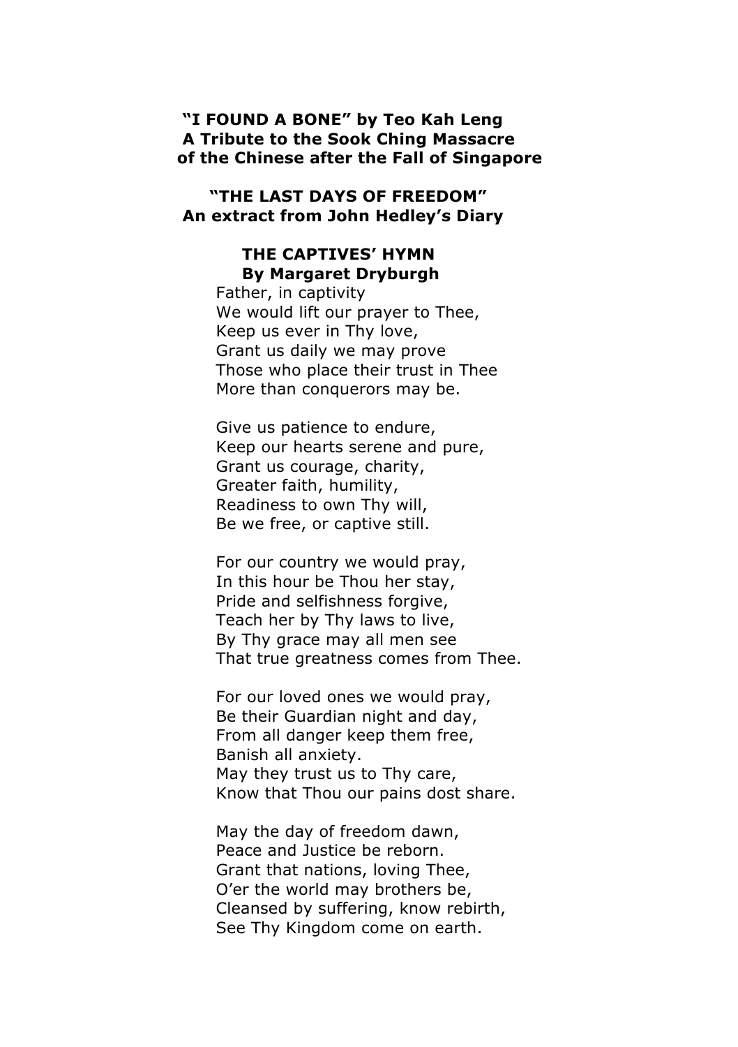**"I FOUND A BONE" by Teo Kah Leng**
**A Tribute to the Sook Ching Massacre of the Chinese after the Fall of Singapore**

**"THE LAST DAYS OF FREEDOM"**
**An extract from John Hedley's Diary**

## THE CAPTIVES' HYMN

**By Margaret Dryburgh**

Father, in captivity
We would lift our prayer to Thee,
Keep us ever in Thy love,
Grant us daily we may prove
Those who place their trust in Thee
More than conquerors may be.

Give us patience to endure,
Keep our hearts serene and pure,
Grant us courage, charity,
Greater faith, humility,
Readiness to own Thy will,
Be we free, or captive still.

For our country we would pray,
In this hour be Thou her stay,
Pride and selfishness forgive,
Teach her by Thy laws to live,
By Thy grace may all men see
That true greatness comes from Thee.

For our loved ones we would pray,
Be their Guardian night and day,
From all danger keep them free,
Banish all anxiety.
May they trust us to Thy care,
Know that Thou our pains dost share.

May the day of freedom dawn,
Peace and Justice be reborn.
Grant that nations, loving Thee,
O'er the world may brothers be,
Cleansed by suffering, know rebirth,
See Thy Kingdom come on earth.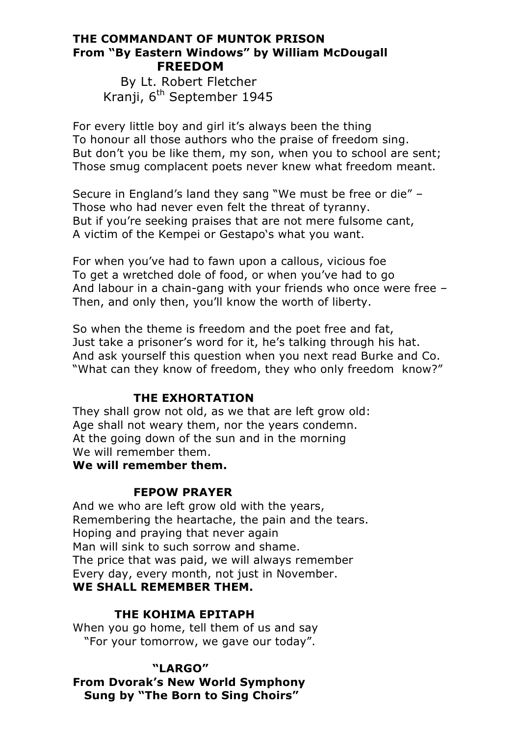**THE COMMANDANT OF MUNTOK PRISON**
**From "By Eastern Windows" by William McDougall**

## FREEDOM

By Lt. Robert Fletcher
Kranji, 6th September 1945

For every little boy and girl it's always been the thing
To honour all those authors who the praise of freedom sing.
But don't you be like them, my son, when you to school are sent;
Those smug complacent poets never knew what freedom meant.

Secure in England's land they sang "We must be free or die" –
Those who had never even felt the threat of tyranny.
But if you're seeking praises that are not mere fulsome cant,
A victim of the Kempei or Gestapo's what you want.

For when you've had to fawn upon a callous, vicious foe
To get a wretched dole of food, or when you've had to go
And labour in a chain-gang with your friends who once were free –
Then, and only then, you'll know the worth of liberty.

So when the theme is freedom and the poet free and fat,
Just take a prisoner's word for it, he's talking through his hat.
And ask yourself this question when you next read Burke and Co.
"What can they know of freedom, they who only freedom know?"

## THE EXHORTATION

They shall grow not old, as we that are left grow old:
Age shall not weary them, nor the years condemn.
At the going down of the sun and in the morning
We will remember them.
**We will remember them.**

## FEPOW PRAYER

And we who are left grow old with the years,
Remembering the heartache, the pain and the tears.
Hoping and praying that never again
Man will sink to such sorrow and shame.
The price that was paid, we will always remember
Every day, every month, not just in November.
**WE SHALL REMEMBER THEM.**

## THE KOHIMA EPITAPH

When you go home, tell them of us and say
"For your tomorrow, we gave our today".

## "LARGO"

**From Dvorak's New World Symphony**
**Sung by "The Born to Sing Choirs"**